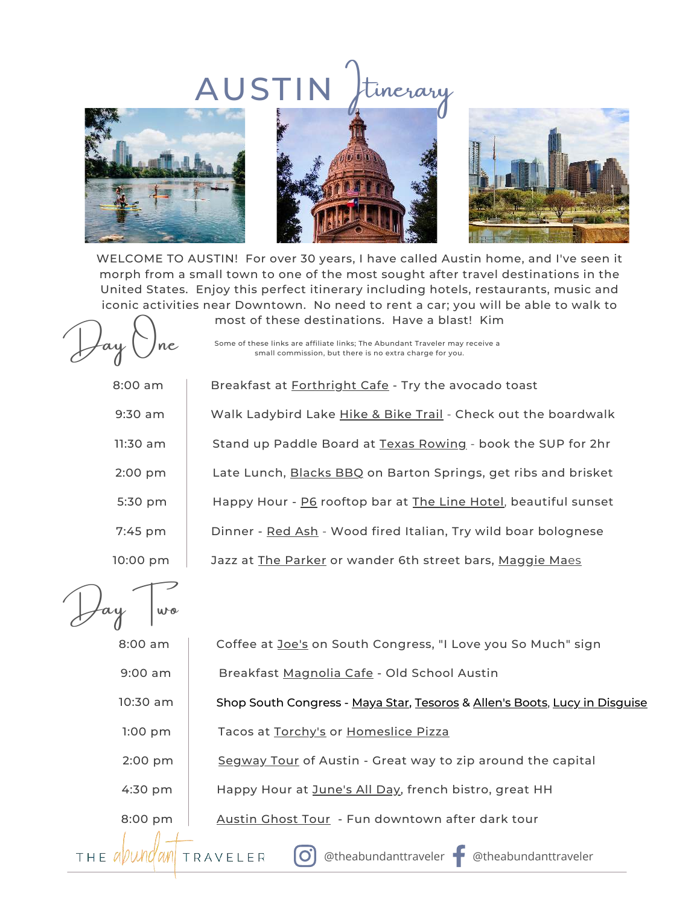# AUSTIN Itinerary

WELCOME TO AUSTIN! For over 30 years, I have called Austin home, and I've seen it morph from a small town to one of the most sought after travel destinations in the United States. Enjoy this perfect itinerary including hotels, restaurants, music and iconic activities near Downtown. No need to rent a car; you will be able to walk to most of these destinations. Have a blast! Kim

Some of these links are affiliate links; The Abundant Traveler may receive a small commission, but there is no extra charge for you.

## Day One

| Time | Activity |
|---|---|
| 8:00 am | Breakfast at Forthright Cafe - Try the avocado toast |
| 9:30 am | Walk Ladybird Lake Hike & Bike Trail - Check out the boardwalk |
| 11:30 am | Stand up Paddle Board at Texas Rowing - book the SUP for 2hr |
| 2:00 pm | Late Lunch, Blacks BBQ on Barton Springs, get ribs and brisket |
| 5:30 pm | Happy Hour - P6 rooftop bar at The Line Hotel, beautiful sunset |
| 7:45 pm | Dinner - Red Ash - Wood fired Italian, Try wild boar bolognese |
| 10:00 pm | Jazz at The Parker or wander 6th street bars, Maggie Maes |

## Day Two

| Time | Activity |
|---|---|
| 8:00 am | Coffee at Joe's on South Congress, "I Love you So Much" sign |
| 9:00 am | Breakfast Magnolia Cafe - Old School Austin |
| 10:30 am | Shop South Congress - Maya Star, Tesoros & Allen's Boots, Lucy in Disguise |
| 1:00 pm | Tacos at Torchy's or Homeslice Pizza |
| 2:00 pm | Segway Tour of Austin - Great way to zip around the capital |
| 4:30 pm | Happy Hour at June's All Day, french bistro, great HH |
| 8:00 pm | Austin Ghost Tour - Fun downtown after dark tour |

THE abundant TRAVELER — Instagram: @theabundanttraveler — Facebook: @theabundanttraveler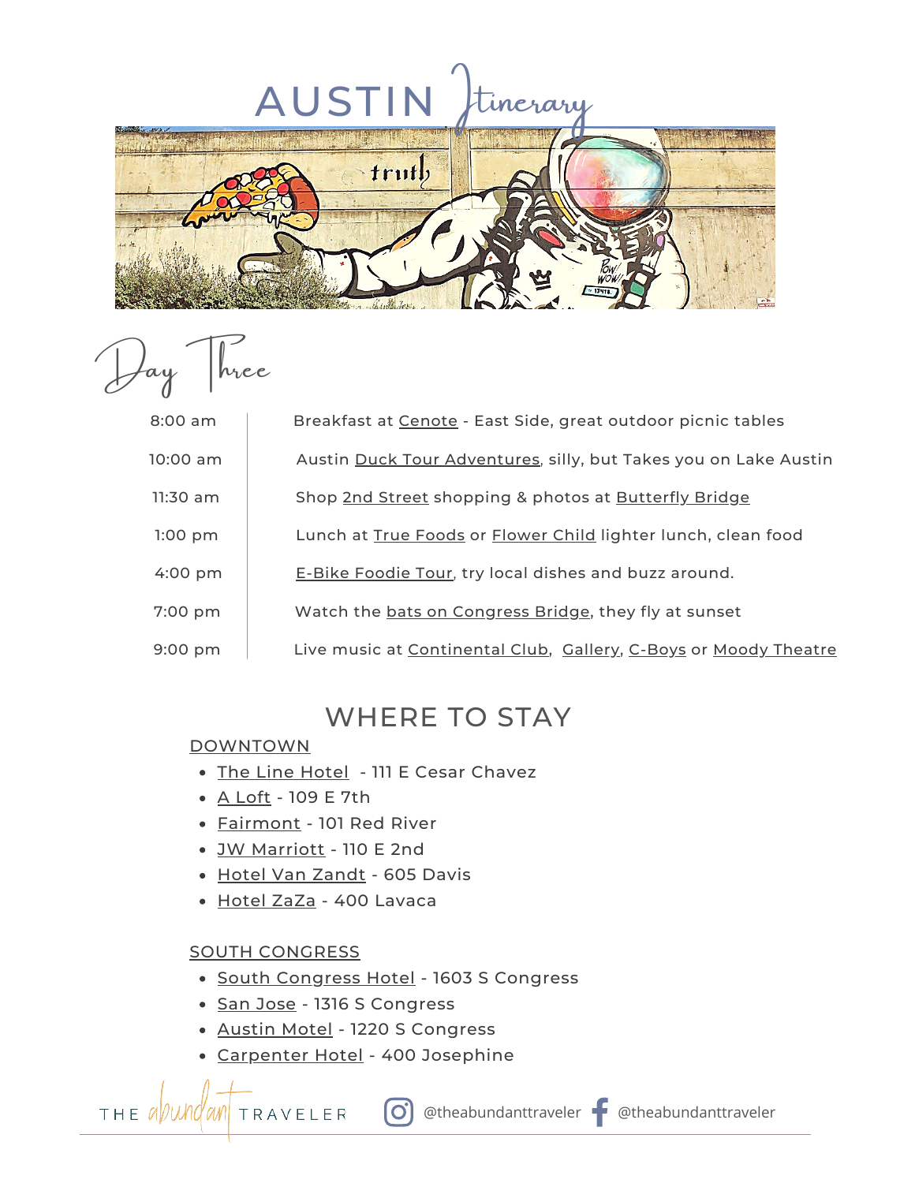# AUSTIN Itinerary

## Day Three

| | |
|---|---|
| 8:00 am | Breakfast at Cenote - East Side, great outdoor picnic tables |
| 10:00 am | Austin Duck Tour Adventures, silly, but Takes you on Lake Austin |
| 11:30 am | Shop 2nd Street shopping & photos at Butterfly Bridge |
| 1:00 pm | Lunch at True Foods or Flower Child lighter lunch, clean food |
| 4:00 pm | E-Bike Foodie Tour, try local dishes and buzz around. |
| 7:00 pm | Watch the bats on Congress Bridge, they fly at sunset |
| 9:00 pm | Live music at Continental Club, Gallery, C-Boys or Moody Theatre |

## WHERE TO STAY

### DOWNTOWN

- The Line Hotel - 111 E Cesar Chavez
- A Loft - 109 E 7th
- Fairmont - 101 Red River
- JW Marriott - 110 E 2nd
- Hotel Van Zandt - 605 Davis
- Hotel ZaZa - 400 Lavaca

### SOUTH CONGRESS

- South Congress Hotel - 1603 S Congress
- San Jose - 1316 S Congress
- Austin Motel - 1220 S Congress
- Carpenter Hotel - 400 Josephine

THE abundant TRAVELER @theabundanttraveler @theabundanttraveler